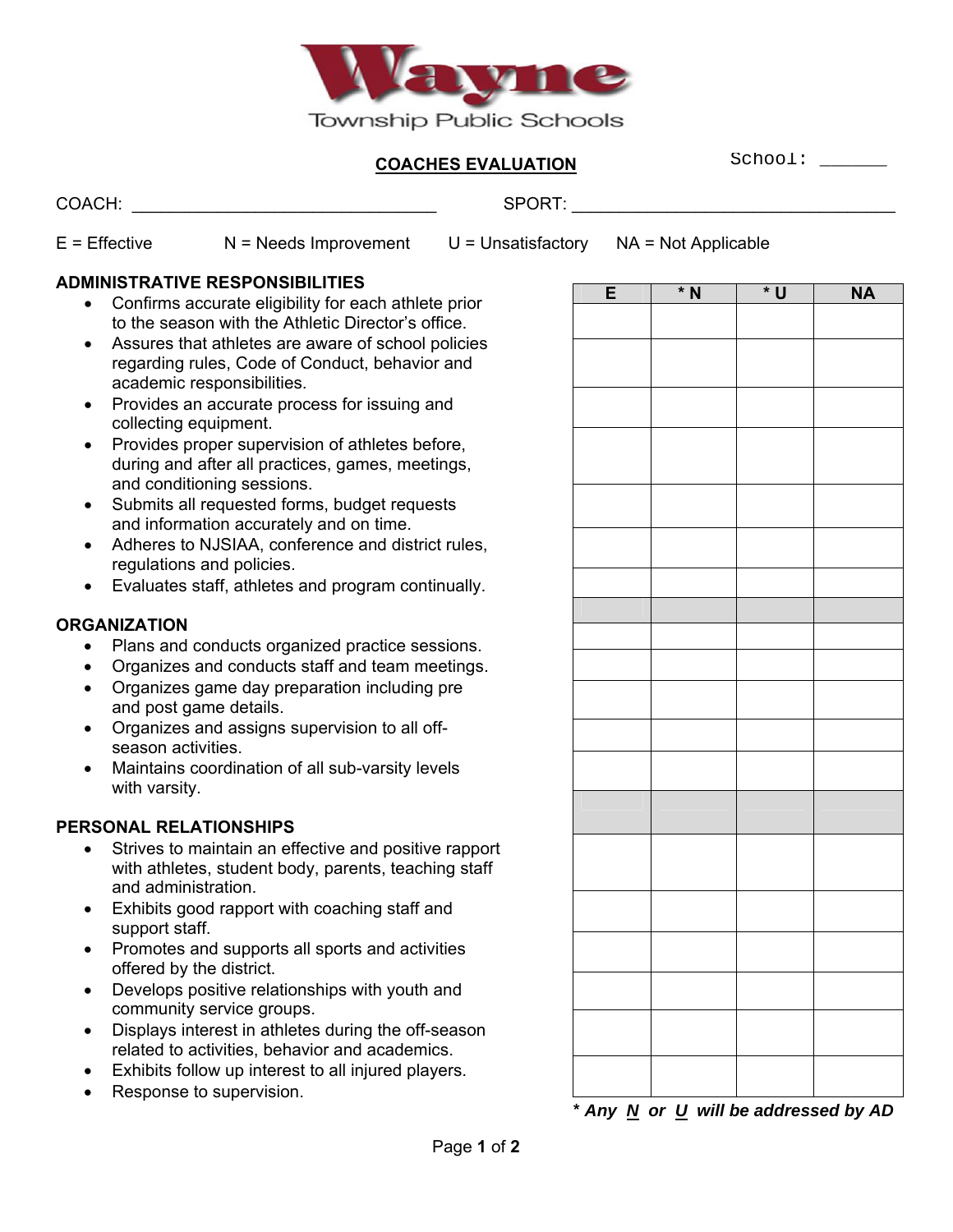Wayne Township Public Schools

## COACHES EVALUATION

School: ______

COACH: ________________________________ SPORT: __________________________________

E = Effective N = Needs Improvement U = Unsatisfactory NA = Not Applicable

| | E | * N | * U | NA |
|---|---|---|---|---|
| **ADMINISTRATIVE RESPONSIBILITIES** | | | | |
| • Confirms accurate eligibility for each athlete prior to the season with the Athletic Director's office. | | | | |
| • Assures that athletes are aware of school policies regarding rules, Code of Conduct, behavior and academic responsibilities. | | | | |
| • Provides an accurate process for issuing and collecting equipment. | | | | |
| • Provides proper supervision of athletes before, during and after all practices, games, meetings, and conditioning sessions. | | | | |
| • Submits all requested forms, budget requests and information accurately and on time. | | | | |
| • Adheres to NJSIAA, conference and district rules, regulations and policies. | | | | |
| • Evaluates staff, athletes and program continually. | | | | |
| **ORGANIZATION** | | | | |
| • Plans and conducts organized practice sessions. | | | | |
| • Organizes and conducts staff and team meetings. | | | | |
| • Organizes game day preparation including pre and post game details. | | | | |
| • Organizes and assigns supervision to all off-season activities. | | | | |
| • Maintains coordination of all sub-varsity levels with varsity. | | | | |
| **PERSONAL RELATIONSHIPS** | | | | |
| • Strives to maintain an effective and positive rapport with athletes, student body, parents, teaching staff and administration. | | | | |
| • Exhibits good rapport with coaching staff and support staff. | | | | |
| • Promotes and supports all sports and activities offered by the district. | | | | |
| • Develops positive relationships with youth and community service groups. | | | | |
| • Displays interest in athletes during the off-season related to activities, behavior and academics. | | | | |
| • Exhibits follow up interest to all injured players. | | | | |
| • Response to supervision. | | | | |

***\* Any N or U will be addressed by AD***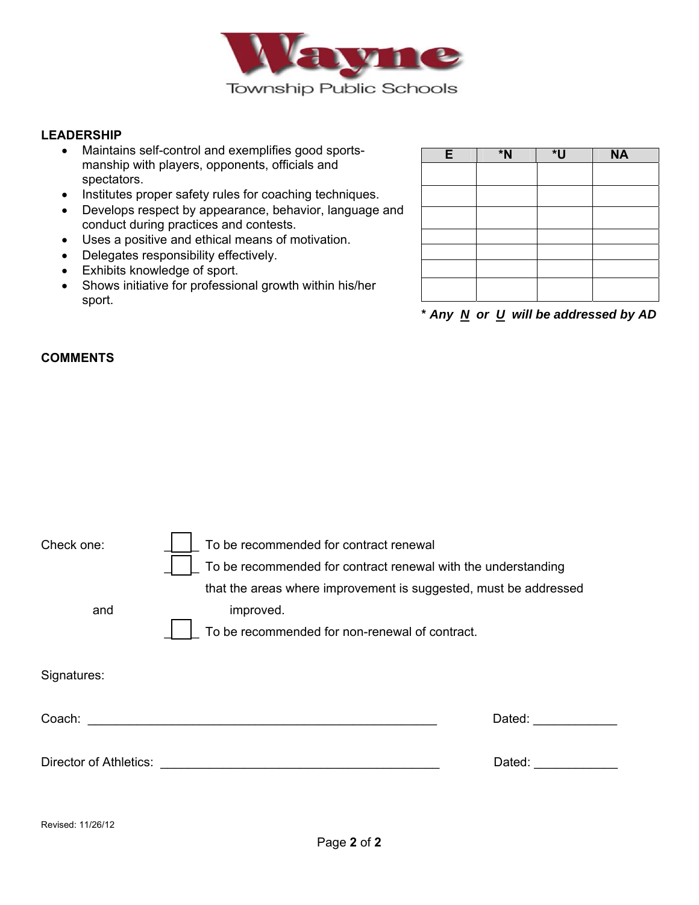Wayne

Township Public Schools

**LEADERSHIP**

- Maintains self-control and exemplifies good sports-manship with players, opponents, officials and spectators.
- Institutes proper safety rules for coaching techniques.
- Develops respect by appearance, behavior, language and conduct during practices and contests.
- Uses a positive and ethical means of motivation.
- Delegates responsibility effectively.
- Exhibits knowledge of sport.
- Shows initiative for professional growth within his/her sport.

| E | *N | *U | NA |
|---|---|---|---|
| | | | |
| | | | |
| | | | |
| | | | |
| | | | |
| | | | |
| | | | |

***Any N or U will be addressed by AD***

**COMMENTS**

Check one:

☐ To be recommended for contract renewal

☐ To be recommended for contract renewal with the understanding that the areas where improvement is suggested, must be addressed and improved.

☐ To be recommended for non-renewal of contract.

Signatures:

Coach: ______________________________________________ Dated: ____________

Director of Athletics: ____________________________________ Dated: ____________

Revised: 11/26/12